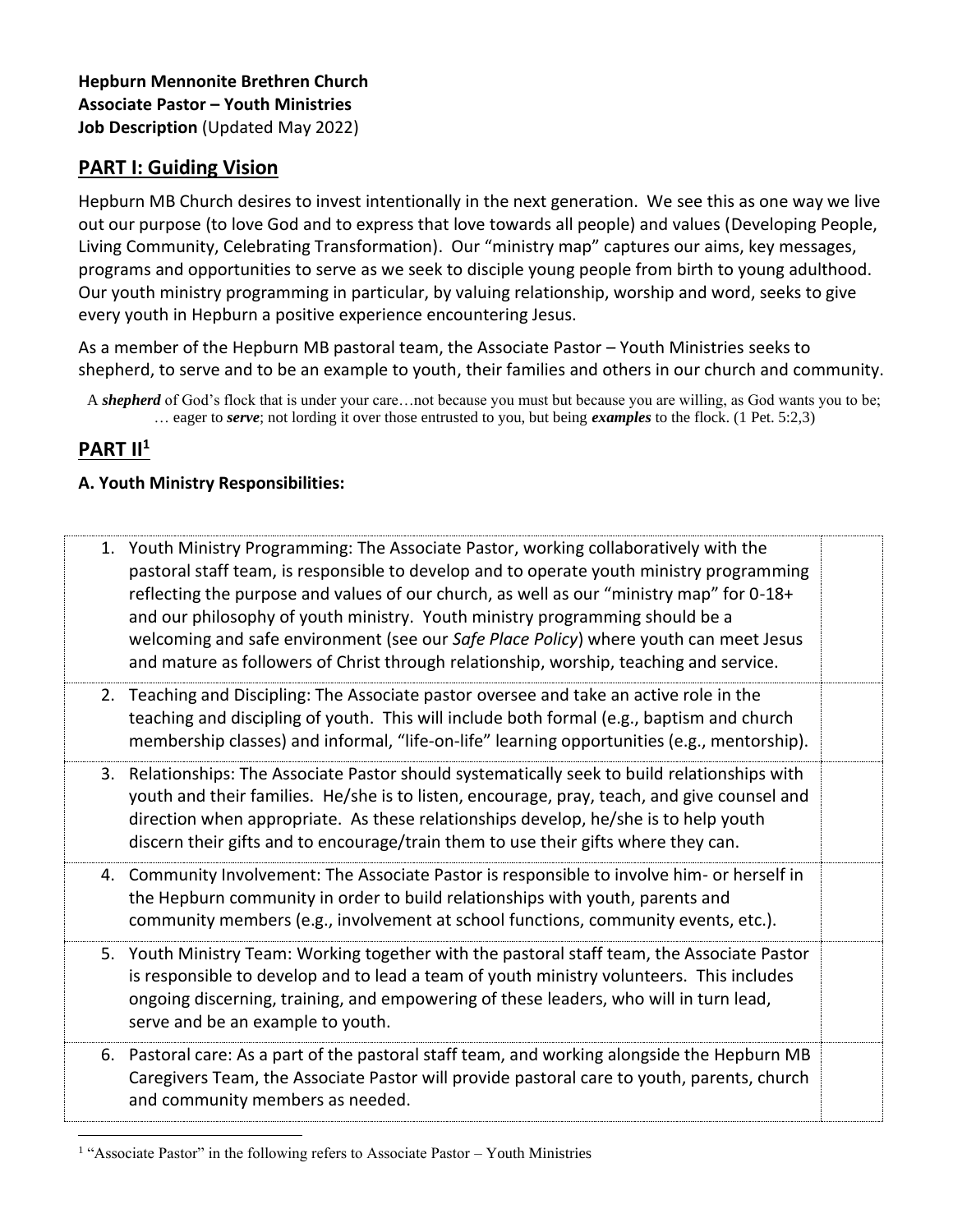**Hepburn Mennonite Brethren Church**
**Associate Pastor – Youth Ministries**
**Job Description** (Updated May 2022)

## PART I: Guiding Vision

Hepburn MB Church desires to invest intentionally in the next generation. We see this as one way we live out our purpose (to love God and to express that love towards all people) and values (Developing People, Living Community, Celebrating Transformation). Our "ministry map" captures our aims, key messages, programs and opportunities to serve as we seek to disciple young people from birth to young adulthood. Our youth ministry programming in particular, by valuing relationship, worship and word, seeks to give every youth in Hepburn a positive experience encountering Jesus.

As a member of the Hepburn MB pastoral team, the Associate Pastor – Youth Ministries seeks to shepherd, to serve and to be an example to youth, their families and others in our church and community.

> A ***shepherd*** of God's flock that is under your care…not because you must but because you are willing, as God wants you to be; … eager to ***serve***; not lording it over those entrusted to you, but being ***examples*** to the flock. (1 Pet. 5:2,3)

## PART II[1]

### A. Youth Ministry Responsibilities:

| | |
|---|---|
| 1. Youth Ministry Programming: The Associate Pastor, working collaboratively with the pastoral staff team, is responsible to develop and to operate youth ministry programming reflecting the purpose and values of our church, as well as our "ministry map" for 0-18+ and our philosophy of youth ministry. Youth ministry programming should be a welcoming and safe environment (see our *Safe Place Policy*) where youth can meet Jesus and mature as followers of Christ through relationship, worship, teaching and service. | |
| 2. Teaching and Discipling: The Associate pastor oversee and take an active role in the teaching and discipling of youth. This will include both formal (e.g., baptism and church membership classes) and informal, "life-on-life" learning opportunities (e.g., mentorship). | |
| 3. Relationships: The Associate Pastor should systematically seek to build relationships with youth and their families. He/she is to listen, encourage, pray, teach, and give counsel and direction when appropriate. As these relationships develop, he/she is to help youth discern their gifts and to encourage/train them to use their gifts where they can. | |
| 4. Community Involvement: The Associate Pastor is responsible to involve him- or herself in the Hepburn community in order to build relationships with youth, parents and community members (e.g., involvement at school functions, community events, etc.). | |
| 5. Youth Ministry Team: Working together with the pastoral staff team, the Associate Pastor is responsible to develop and to lead a team of youth ministry volunteers. This includes ongoing discerning, training, and empowering of these leaders, who will in turn lead, serve and be an example to youth. | |
| 6. Pastoral care: As a part of the pastoral staff team, and working alongside the Hepburn MB Caregivers Team, the Associate Pastor will provide pastoral care to youth, parents, church and community members as needed. | |

[1] "Associate Pastor" in the following refers to Associate Pastor – Youth Ministries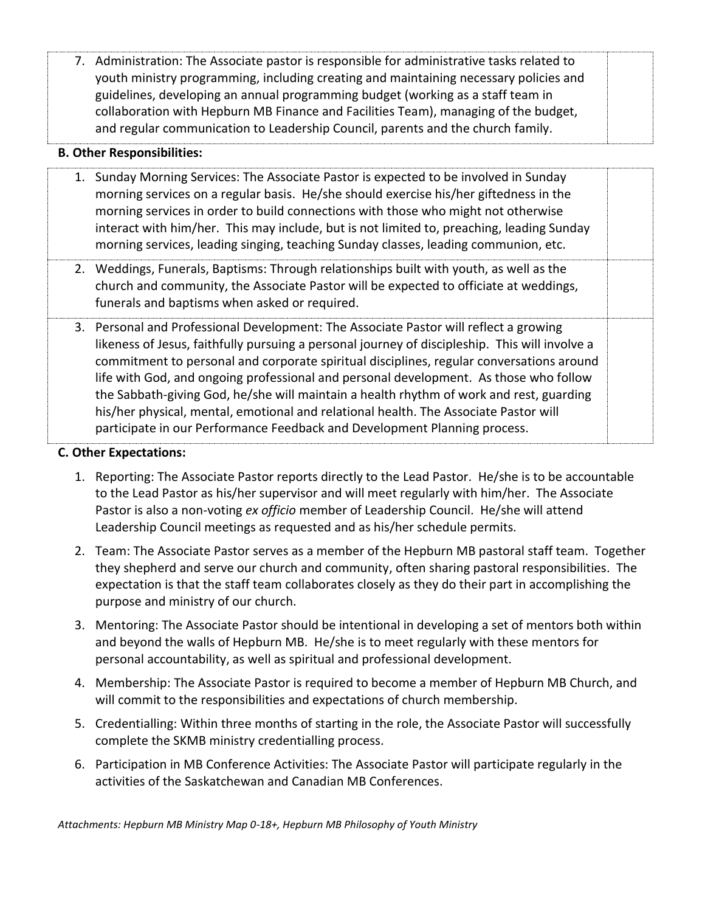7. Administration: The Associate pastor is responsible for administrative tasks related to youth ministry programming, including creating and maintaining necessary policies and guidelines, developing an annual programming budget (working as a staff team in collaboration with Hepburn MB Finance and Facilities Team), managing of the budget, and regular communication to Leadership Council, parents and the church family.

**B. Other Responsibilities:**

1. Sunday Morning Services: The Associate Pastor is expected to be involved in Sunday morning services on a regular basis. He/she should exercise his/her giftedness in the morning services in order to build connections with those who might not otherwise interact with him/her. This may include, but is not limited to, preaching, leading Sunday morning services, leading singing, teaching Sunday classes, leading communion, etc.
2. Weddings, Funerals, Baptisms: Through relationships built with youth, as well as the church and community, the Associate Pastor will be expected to officiate at weddings, funerals and baptisms when asked or required.
3. Personal and Professional Development: The Associate Pastor will reflect a growing likeness of Jesus, faithfully pursuing a personal journey of discipleship. This will involve a commitment to personal and corporate spiritual disciplines, regular conversations around life with God, and ongoing professional and personal development. As those who follow the Sabbath-giving God, he/she will maintain a health rhythm of work and rest, guarding his/her physical, mental, emotional and relational health. The Associate Pastor will participate in our Performance Feedback and Development Planning process.

**C. Other Expectations:**

1. Reporting: The Associate Pastor reports directly to the Lead Pastor. He/she is to be accountable to the Lead Pastor as his/her supervisor and will meet regularly with him/her. The Associate Pastor is also a non-voting *ex officio* member of Leadership Council. He/she will attend Leadership Council meetings as requested and as his/her schedule permits.
2. Team: The Associate Pastor serves as a member of the Hepburn MB pastoral staff team. Together they shepherd and serve our church and community, often sharing pastoral responsibilities. The expectation is that the staff team collaborates closely as they do their part in accomplishing the purpose and ministry of our church.
3. Mentoring: The Associate Pastor should be intentional in developing a set of mentors both within and beyond the walls of Hepburn MB. He/she is to meet regularly with these mentors for personal accountability, as well as spiritual and professional development.
4. Membership: The Associate Pastor is required to become a member of Hepburn MB Church, and will commit to the responsibilities and expectations of church membership.
5. Credentialling: Within three months of starting in the role, the Associate Pastor will successfully complete the SKMB ministry credentialling process.
6. Participation in MB Conference Activities: The Associate Pastor will participate regularly in the activities of the Saskatchewan and Canadian MB Conferences.

*Attachments: Hepburn MB Ministry Map 0-18+, Hepburn MB Philosophy of Youth Ministry*